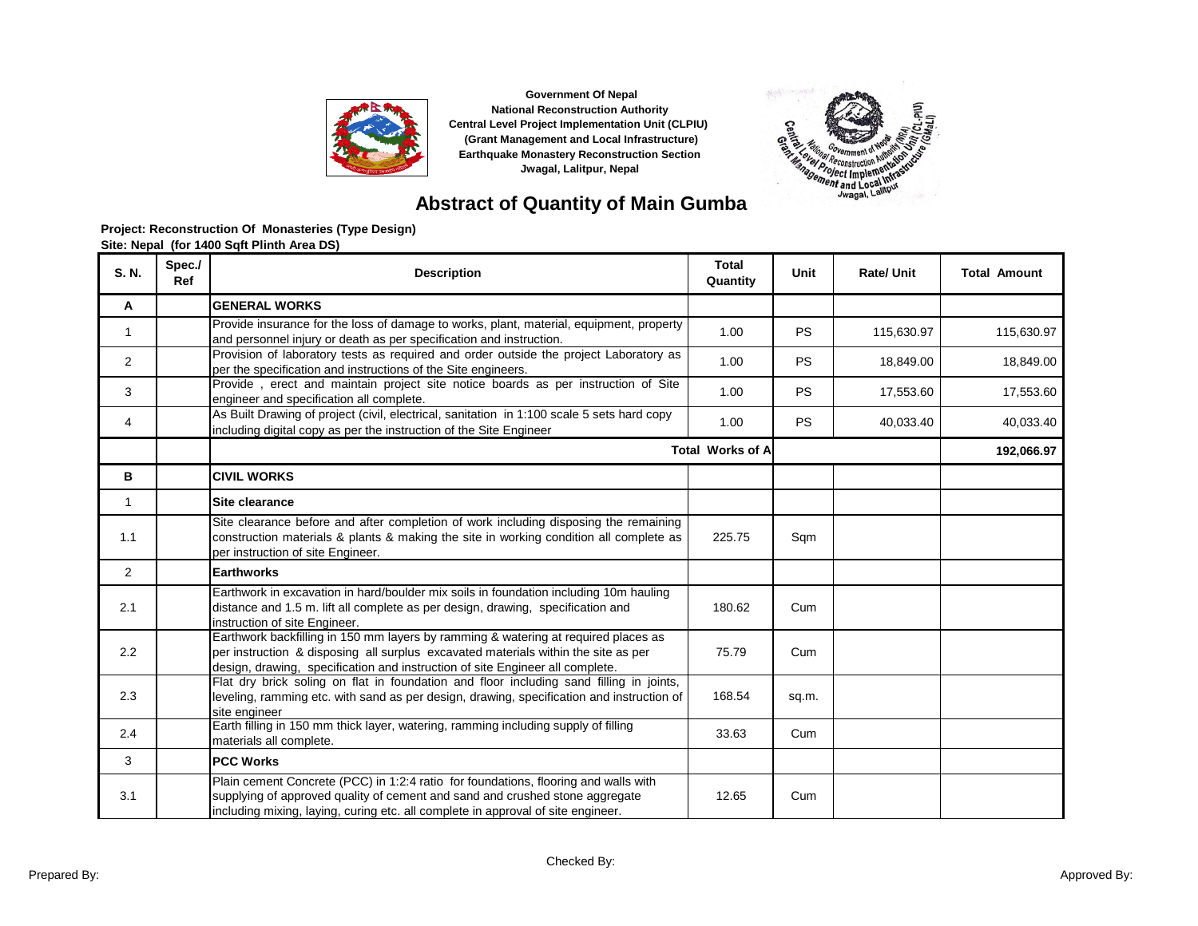Government Of Nepal
National Reconstruction Authority
Central Level Project Implementation Unit (CLPIU)
(Grant Management and Local Infrastructure)
Earthquake Monastery Reconstruction Section
Jwagal, Lalitpur, Nepal

# Abstract of Quantity of Main Gumba

**Project: Reconstruction Of Monasteries (Type Design)**
**Site: Nepal (for 1400 Sqft Plinth Area DS)**

| S. N. | Spec./ Ref | Description | Total Quantity | Unit | Rate/ Unit | Total Amount |
|---|---|---|---|---|---|---|
| A | | **GENERAL WORKS** | | | | |
| 1 | | Provide insurance for the loss of damage to works, plant, material, equipment, property and personnel injury or death as per specification and instruction. | 1.00 | PS | 115,630.97 | 115,630.97 |
| 2 | | Provision of laboratory tests as required and order outside the project Laboratory as per the specification and instructions of the Site engineers. | 1.00 | PS | 18,849.00 | 18,849.00 |
| 3 | | Provide , erect and maintain project site notice boards as per instruction of Site engineer and specification all complete. | 1.00 | PS | 17,553.60 | 17,553.60 |
| 4 | | As Built Drawing of project (civil, electrical, sanitation in 1:100 scale 5 sets hard copy including digital copy as per the instruction of the Site Engineer | 1.00 | PS | 40,033.40 | 40,033.40 |
| | | **Total Works of A** | | | | **192,066.97** |
| B | | **CIVIL WORKS** | | | | |
| 1 | | **Site clearance** | | | | |
| 1.1 | | Site clearance before and after completion of work including disposing the remaining construction materials & plants & making the site in working condition all complete as per instruction of site Engineer. | 225.75 | Sqm | | |
| 2 | | **Earthworks** | | | | |
| 2.1 | | Earthwork in excavation in hard/boulder mix soils in foundation including 10m hauling distance and 1.5 m. lift all complete as per design, drawing, specification and instruction of site Engineer. | 180.62 | Cum | | |
| 2.2 | | Earthwork backfilling in 150 mm layers by ramming & watering at required places as per instruction & disposing all surplus excavated materials within the site as per design, drawing, specification and instruction of site Engineer all complete. | 75.79 | Cum | | |
| 2.3 | | Flat dry brick soling on flat in foundation and floor including sand filling in joints, leveling, ramming etc. with sand as per design, drawing, specification and instruction of site engineer | 168.54 | sq.m. | | |
| 2.4 | | Earth filling in 150 mm thick layer, watering, ramming including supply of filling materials all complete. | 33.63 | Cum | | |
| 3 | | **PCC Works** | | | | |
| 3.1 | | Plain cement Concrete (PCC) in 1:2:4 ratio for foundations, flooring and walls with supplying of approved quality of cement and sand and crushed stone aggregate including mixing, laying, curing etc. all complete in approval of site engineer. | 12.65 | Cum | | |

Prepared By: Checked By: Approved By: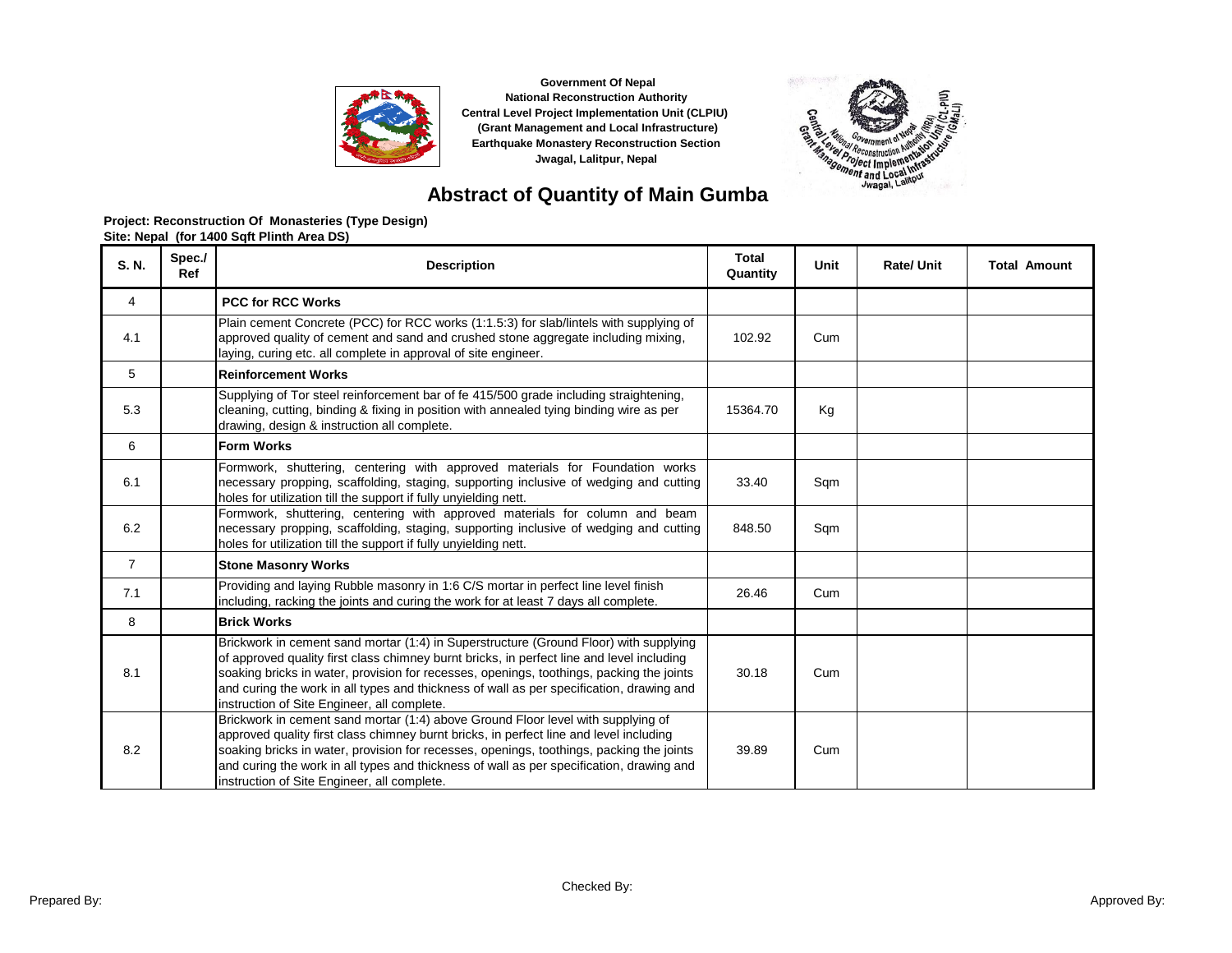Government Of Nepal
National Reconstruction Authority
Central Level Project Implementation Unit (CLPIU)
(Grant Management and Local Infrastructure)
Earthquake Monastery Reconstruction Section
Jwagal, Lalitpur, Nepal

# Abstract of Quantity of Main Gumba

**Project: Reconstruction Of Monasteries (Type Design)**
**Site: Nepal (for 1400 Sqft Plinth Area DS)**

| S. N. | Spec./ Ref | Description | Total Quantity | Unit | Rate/ Unit | Total Amount |
|---|---|---|---|---|---|---|
| 4 | | **PCC for RCC Works** | | | | |
| 4.1 | | Plain cement Concrete (PCC) for RCC works (1:1.5:3) for slab/lintels with supplying of approved quality of cement and sand and crushed stone aggregate including mixing, laying, curing etc. all complete in approval of site engineer. | 102.92 | Cum | | |
| 5 | | **Reinforcement Works** | | | | |
| 5.3 | | Supplying of Tor steel reinforcement bar of fe 415/500 grade including straightening, cleaning, cutting, binding & fixing in position with annealed tying binding wire as per drawing, design & instruction all complete. | 15364.70 | Kg | | |
| 6 | | **Form Works** | | | | |
| 6.1 | | Formwork, shuttering, centering with approved materials for Foundation works necessary propping, scaffolding, staging, supporting inclusive of wedging and cutting holes for utilization till the support if fully unyielding nett. | 33.40 | Sqm | | |
| 6.2 | | Formwork, shuttering, centering with approved materials for column and beam necessary propping, scaffolding, staging, supporting inclusive of wedging and cutting holes for utilization till the support if fully unyielding nett. | 848.50 | Sqm | | |
| 7 | | **Stone Masonry Works** | | | | |
| 7.1 | | Providing and laying Rubble masonry in 1:6 C/S mortar in perfect line level finish including, racking the joints and curing the work for at least 7 days all complete. | 26.46 | Cum | | |
| 8 | | **Brick Works** | | | | |
| 8.1 | | Brickwork in cement sand mortar (1:4) in Superstructure (Ground Floor) with supplying of approved quality first class chimney burnt bricks, in perfect line and level including soaking bricks in water, provision for recesses, openings, toothings, packing the joints and curing the work in all types and thickness of wall as per specification, drawing and instruction of Site Engineer, all complete. | 30.18 | Cum | | |
| 8.2 | | Brickwork in cement sand mortar (1:4) above Ground Floor level with supplying of approved quality first class chimney burnt bricks, in perfect line and level including soaking bricks in water, provision for recesses, openings, toothings, packing the joints and curing the work in all types and thickness of wall as per specification, drawing and instruction of Site Engineer, all complete. | 39.89 | Cum | | |

Prepared By: Checked By: Approved By: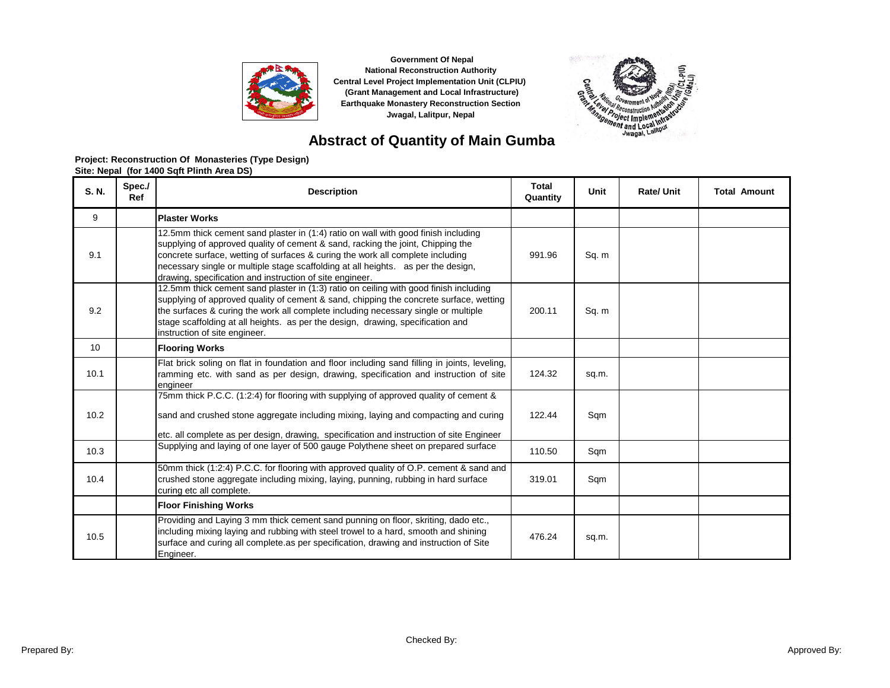Government Of Nepal
National Reconstruction Authority
Central Level Project Implementation Unit (CLPIU)
(Grant Management and Local Infrastructure)
Earthquake Monastery Reconstruction Section
Jwagal, Lalitpur, Nepal

# Abstract of Quantity of Main Gumba

**Project: Reconstruction Of Monasteries (Type Design)**
**Site: Nepal (for 1400 Sqft Plinth Area DS)**

| S. N. | Spec./ Ref | Description | Total Quantity | Unit | Rate/ Unit | Total Amount |
|---|---|---|---|---|---|---|
| 9 | | **Plaster Works** | | | | |
| 9.1 | | 12.5mm thick cement sand plaster in (1:4) ratio on wall with good finish including supplying of approved quality of cement & sand, racking the joint, Chipping the concrete surface, wetting of surfaces & curing the work all complete including necessary single or multiple stage scaffolding at all heights. as per the design, drawing, specification and instruction of site engineer. | 991.96 | Sq. m | | |
| 9.2 | | 12.5mm thick cement sand plaster in (1:3) ratio on ceiling with good finish including supplying of approved quality of cement & sand, chipping the concrete surface, wetting the surfaces & curing the work all complete including necessary single or multiple stage scaffolding at all heights. as per the design, drawing, specification and instruction of site engineer. | 200.11 | Sq. m | | |
| 10 | | **Flooring Works** | | | | |
| 10.1 | | Flat brick soling on flat in foundation and floor including sand filling in joints, leveling, ramming etc. with sand as per design, drawing, specification and instruction of site engineer | 124.32 | sq.m. | | |
| 10.2 | | 75mm thick P.C.C. (1:2:4) for flooring with supplying of approved quality of cement & sand and crushed stone aggregate including mixing, laying and compacting and curing etc. all complete as per design, drawing, specification and instruction of site Engineer | 122.44 | Sqm | | |
| 10.3 | | Supplying and laying of one layer of 500 gauge Polythene sheet on prepared surface | 110.50 | Sqm | | |
| 10.4 | | 50mm thick (1:2:4) P.C.C. for flooring with approved quality of O.P. cement & sand and crushed stone aggregate including mixing, laying, punning, rubbing in hard surface curing etc all complete. | 319.01 | Sqm | | |
| | | **Floor Finishing Works** | | | | |
| 10.5 | | Providing and Laying 3 mm thick cement sand punning on floor, skriting, dado etc., including mixing laying and rubbing with steel trowel to a hard, smooth and shining surface and curing all complete.as per specification, drawing and instruction of Site Engineer. | 476.24 | sq.m. | | |

Prepared By: Checked By: Approved By: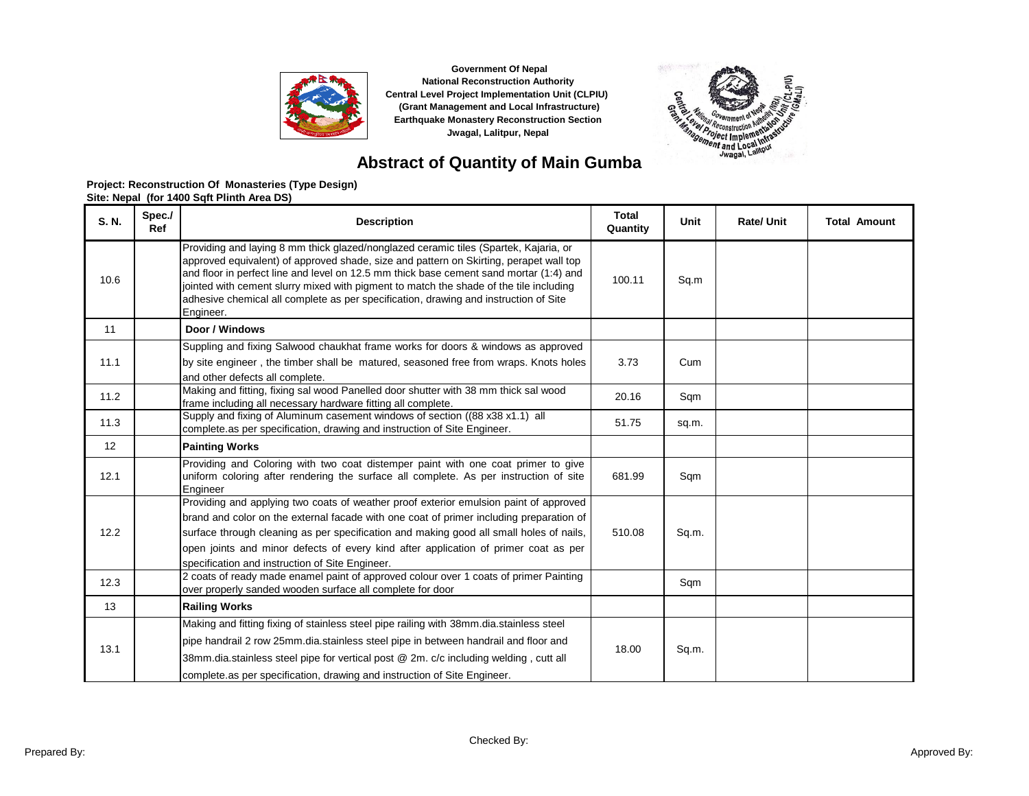Government Of Nepal
National Reconstruction Authority
Central Level Project Implementation Unit (CLPIU)
(Grant Management and Local Infrastructure)
Earthquake Monastery Reconstruction Section
Jwagal, Lalitpur, Nepal

# Abstract of Quantity of Main Gumba

**Project: Reconstruction Of Monasteries (Type Design)**
**Site: Nepal (for 1400 Sqft Plinth Area DS)**

| S. N. | Spec./ Ref | Description | Total Quantity | Unit | Rate/ Unit | Total Amount |
|---|---|---|---|---|---|---|
| 10.6 | | Providing and laying 8 mm thick glazed/nonglazed ceramic tiles (Spartek, Kajaria, or approved equivalent) of approved shade, size and pattern on Skirting, perapet wall top and floor in perfect line and level on 12.5 mm thick base cement sand mortar (1:4) and jointed with cement slurry mixed with pigment to match the shade of the tile including adhesive chemical all complete as per specification, drawing and instruction of Site Engineer. | 100.11 | Sq.m | | |
| 11 | | **Door / Windows** | | | | |
| 11.1 | | Suppling and fixing Salwood chaukhat frame works for doors & windows as approved by site engineer , the timber shall be matured, seasoned free from wraps. Knots holes and other defects all complete. | 3.73 | Cum | | |
| 11.2 | | Making and fitting, fixing sal wood Panelled door shutter with 38 mm thick sal wood frame including all necessary hardware fitting all complete. | 20.16 | Sqm | | |
| 11.3 | | Supply and fixing of Aluminum casement windows of section ((88 x38 x1.1) all complete.as per specification, drawing and instruction of Site Engineer. | 51.75 | sq.m. | | |
| 12 | | **Painting Works** | | | | |
| 12.1 | | Providing and Coloring with two coat distemper paint with one coat primer to give uniform coloring after rendering the surface all complete. As per instruction of site Engineer | 681.99 | Sqm | | |
| 12.2 | | Providing and applying two coats of weather proof exterior emulsion paint of approved brand and color on the external facade with one coat of primer including preparation of surface through cleaning as per specification and making good all small holes of nails, open joints and minor defects of every kind after application of primer coat as per specification and instruction of Site Engineer. | 510.08 | Sq.m. | | |
| 12.3 | | 2 coats of ready made enamel paint of approved colour over 1 coats of primer Painting over properly sanded wooden surface all complete for door | | Sqm | | |
| 13 | | **Railing Works** | | | | |
| 13.1 | | Making and fitting fixing of stainless steel pipe railing with 38mm.dia.stainless steel pipe handrail 2 row 25mm.dia.stainless steel pipe in between handrail and floor and 38mm.dia.stainless steel pipe for vertical post @ 2m. c/c including welding , cutt all complete.as per specification, drawing and instruction of Site Engineer. | 18.00 | Sq.m. | | |

Prepared By: Checked By: Approved By: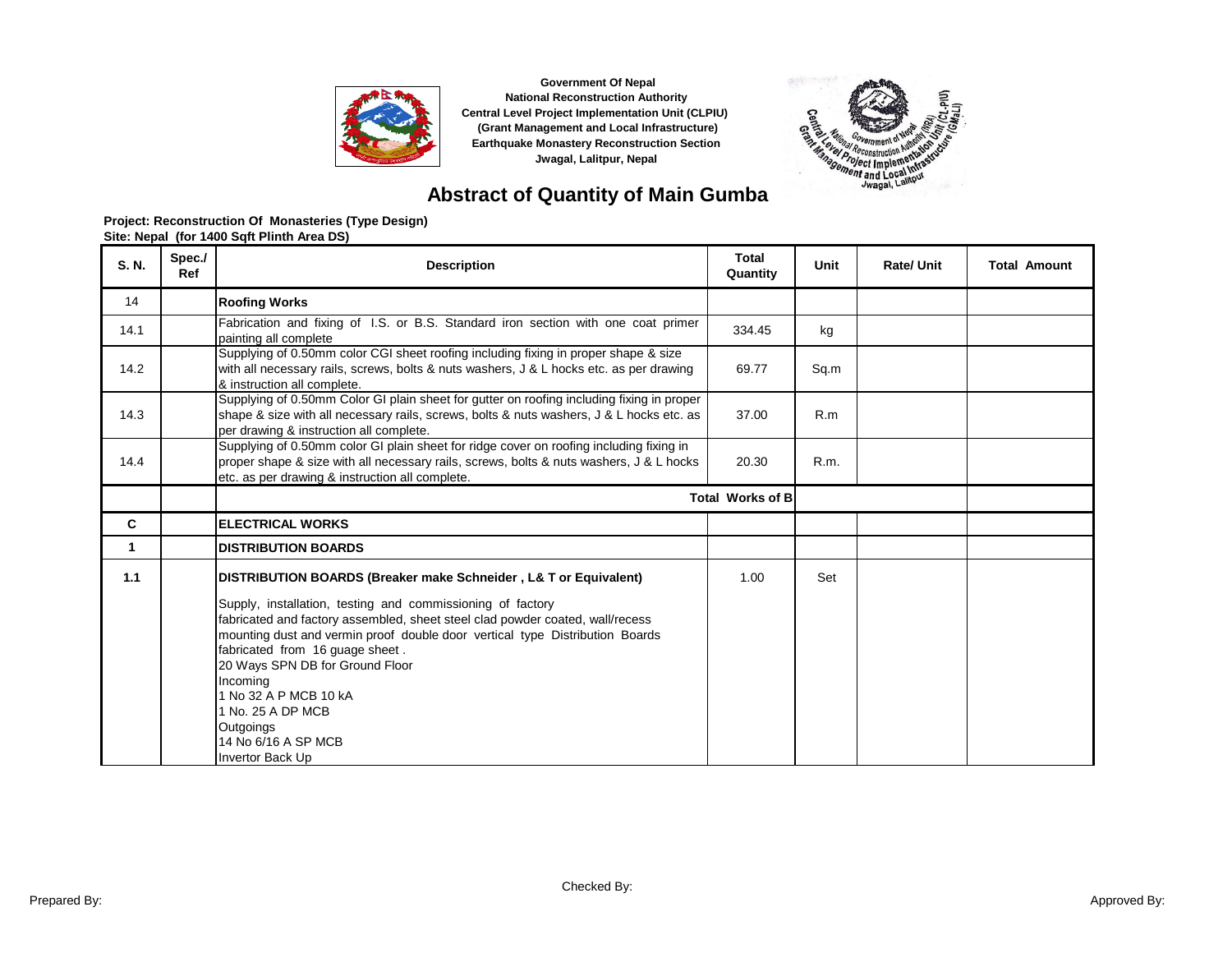Government Of Nepal
National Reconstruction Authority
Central Level Project Implementation Unit (CLPIU)
(Grant Management and Local Infrastructure)
Earthquake Monastery Reconstruction Section
Jwagal, Lalitpur, Nepal

# Abstract of Quantity of Main Gumba

**Project: Reconstruction Of Monasteries (Type Design)**
**Site: Nepal (for 1400 Sqft Plinth Area DS)**

| S. N. | Spec./ Ref | Description | Total Quantity | Unit | Rate/ Unit | Total Amount |
|---|---|---|---|---|---|---|
| 14 | | **Roofing Works** | | | | |
| 14.1 | | Fabrication and fixing of I.S. or B.S. Standard iron section with one coat primer painting all complete | 334.45 | kg | | |
| 14.2 | | Supplying of 0.50mm color CGI sheet roofing including fixing in proper shape & size with all necessary rails, screws, bolts & nuts washers, J & L hocks etc. as per drawing & instruction all complete. | 69.77 | Sq.m | | |
| 14.3 | | Supplying of 0.50mm Color GI plain sheet for gutter on roofing including fixing in proper shape & size with all necessary rails, screws, bolts & nuts washers, J & L hocks etc. as per drawing & instruction all complete. | 37.00 | R.m | | |
| 14.4 | | Supplying of 0.50mm color GI plain sheet for ridge cover on roofing including fixing in proper shape & size with all necessary rails, screws, bolts & nuts washers, J & L hocks etc. as per drawing & instruction all complete. | 20.30 | R.m. | | |
| | | **Total Works of B** | | | | |
| **C** | | **ELECTRICAL WORKS** | | | | |
| **1** | | **DISTRIBUTION BOARDS** | | | | |
| **1.1** | | **DISTRIBUTION BOARDS (Breaker make Schneider , L& T or Equivalent)**<br>Supply, installation, testing and commissioning of factory fabricated and factory assembled, sheet steel clad powder coated, wall/recess mounting dust and vermin proof double door vertical type Distribution Boards fabricated from 16 guage sheet .<br>20 Ways SPN DB for Ground Floor<br>Incoming<br>1 No 32 A P MCB 10 kA<br>1 No. 25 A DP MCB<br>Outgoings<br>14 No 6/16 A SP MCB<br>Invertor Back Up | 1.00 | Set | | |

Prepared By: Checked By: Approved By: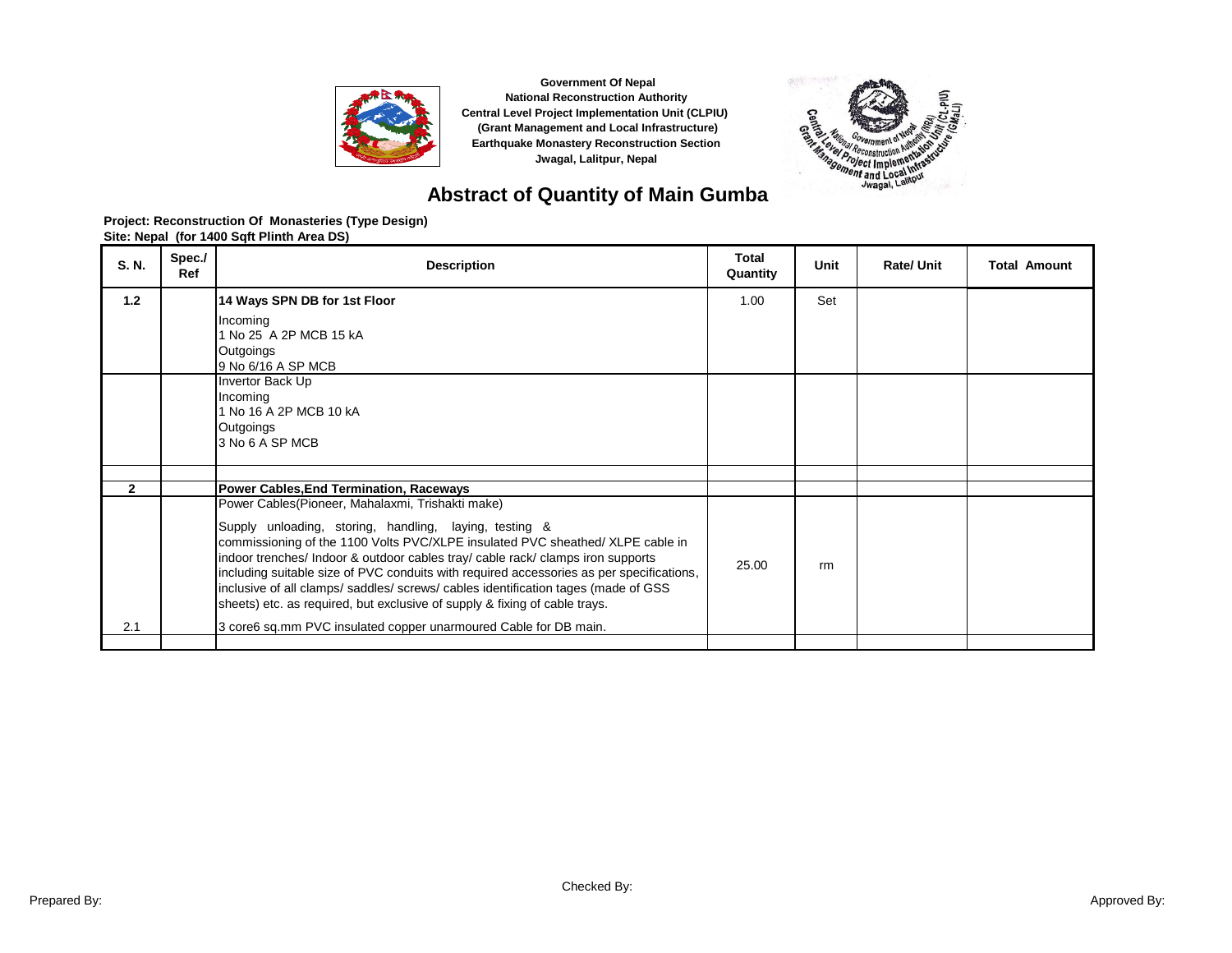Government Of Nepal
National Reconstruction Authority
Central Level Project Implementation Unit (CLPIU)
(Grant Management and Local Infrastructure)
Earthquake Monastery Reconstruction Section
Jwagal, Lalitpur, Nepal

# Abstract of Quantity of Main Gumba

**Project: Reconstruction Of Monasteries (Type Design)**
**Site: Nepal (for 1400 Sqft Plinth Area DS)**

| S. N. | Spec./ Ref | Description | Total Quantity | Unit | Rate/ Unit | Total Amount |
|---|---|---|---|---|---|---|
| **1.2** | | **14 Ways SPN DB for 1st Floor**<br>Incoming<br>1 No 25 A 2P MCB 15 kA<br>Outgoings<br>9 No 6/16 A SP MCB | 1.00 | Set | | |
| | | Invertor Back Up<br>Incoming<br>1 No 16 A 2P MCB 10 kA<br>Outgoings<br>3 No 6 A SP MCB | | | | |
| | | | | | | |
| **2** | | **Power Cables,End Termination, Raceways** | | | | |
| 2.1 | | Power Cables(Pioneer, Mahalaxmi, Trishakti make)<br>Supply unloading, storing, handling, laying, testing & commissioning of the 1100 Volts PVC/XLPE insulated PVC sheathed/ XLPE cable in indoor trenches/ Indoor & outdoor cables tray/ cable rack/ clamps iron supports including suitable size of PVC conduits with required accessories as per specifications, inclusive of all clamps/ saddles/ screws/ cables identification tages (made of GSS sheets) etc. as required, but exclusive of supply & fixing of cable trays.<br>3 core6 sq.mm PVC insulated copper unarmoured Cable for DB main. | 25.00 | rm | | |
| | | | | | | |

Prepared By: Checked By: Approved By: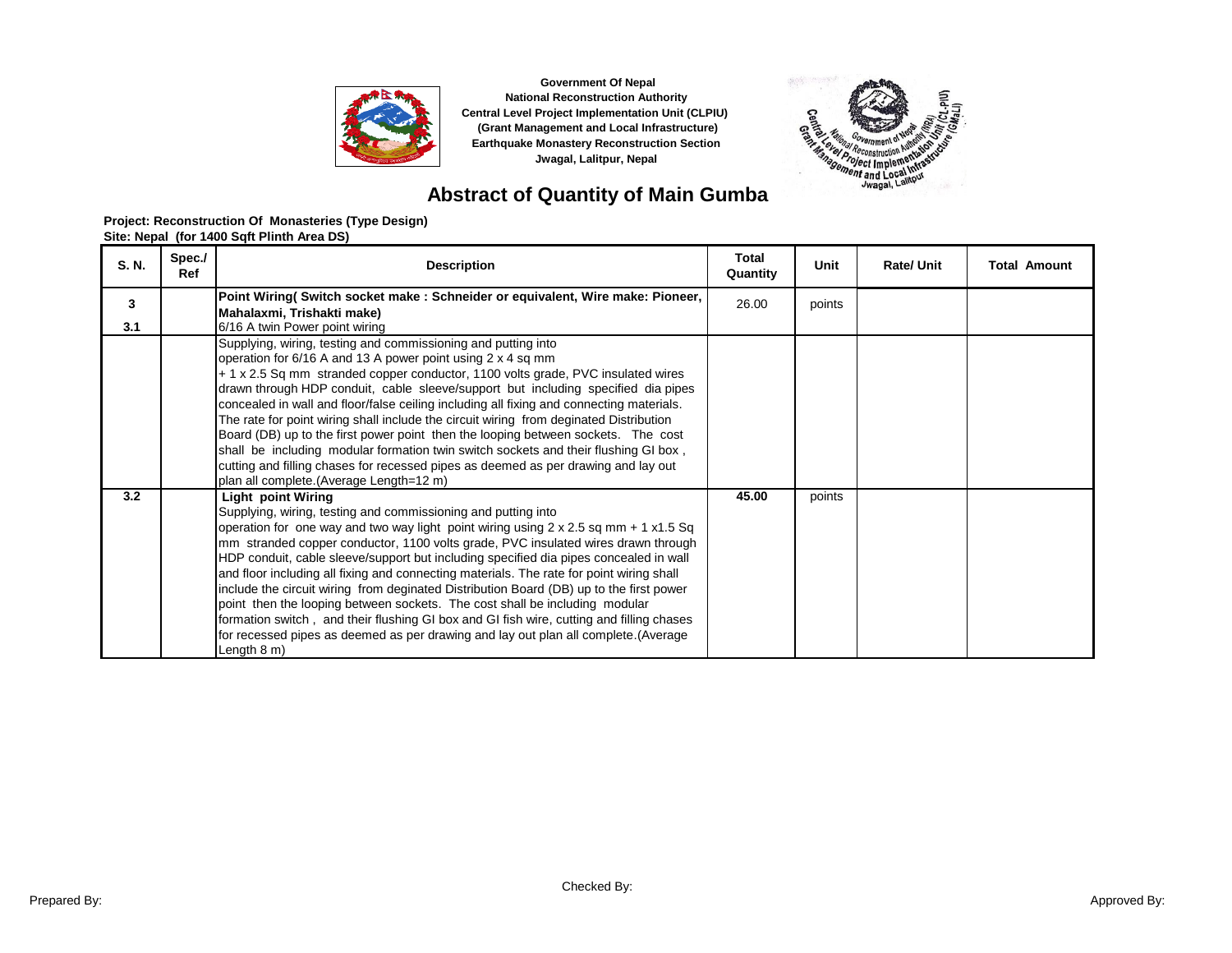Government Of Nepal
National Reconstruction Authority
Central Level Project Implementation Unit (CLPIU)
(Grant Management and Local Infrastructure)
Earthquake Monastery Reconstruction Section
Jwagal, Lalitpur, Nepal

# Abstract of Quantity of Main Gumba

**Project: Reconstruction Of Monasteries (Type Design)**
**Site: Nepal (for 1400 Sqft Plinth Area DS)**

| S. N. | Spec./ Ref | Description | Total Quantity | Unit | Rate/ Unit | Total Amount |
|---|---|---|---|---|---|---|
| **3** | | **Point Wiring( Switch socket make : Schneider or equivalent, Wire make: Pioneer, Mahalaxmi, Trishakti make)** | 26.00 | points | | |
| **3.1** | | 6/16 A twin Power point wiring | | | | |
| | | Supplying, wiring, testing and commissioning and putting into operation for 6/16 A and 13 A power point using 2 x 4 sq mm + 1 x 2.5 Sq mm stranded copper conductor, 1100 volts grade, PVC insulated wires drawn through HDP conduit, cable sleeve/support but including specified dia pipes concealed in wall and floor/false ceiling including all fixing and connecting materials. The rate for point wiring shall include the circuit wiring from deginated Distribution Board (DB) up to the first power point then the looping between sockets. The cost shall be including modular formation twin switch sockets and their flushing GI box , cutting and filling chases for recessed pipes as deemed as per drawing and lay out plan all complete.(Average Length=12 m) | | | | |
| **3.2** | | **Light point Wiring**<br>Supplying, wiring, testing and commissioning and putting into operation for one way and two way light point wiring using 2 x 2.5 sq mm + 1 x1.5 Sq mm stranded copper conductor, 1100 volts grade, PVC insulated wires drawn through HDP conduit, cable sleeve/support but including specified dia pipes concealed in wall and floor including all fixing and connecting materials. The rate for point wiring shall include the circuit wiring from deginated Distribution Board (DB) up to the first power point then the looping between sockets. The cost shall be including modular formation switch , and their flushing GI box and GI fish wire, cutting and filling chases for recessed pipes as deemed as per drawing and lay out plan all complete.(Average Length 8 m) | **45.00** | points | | |

Prepared By: Checked By: Approved By: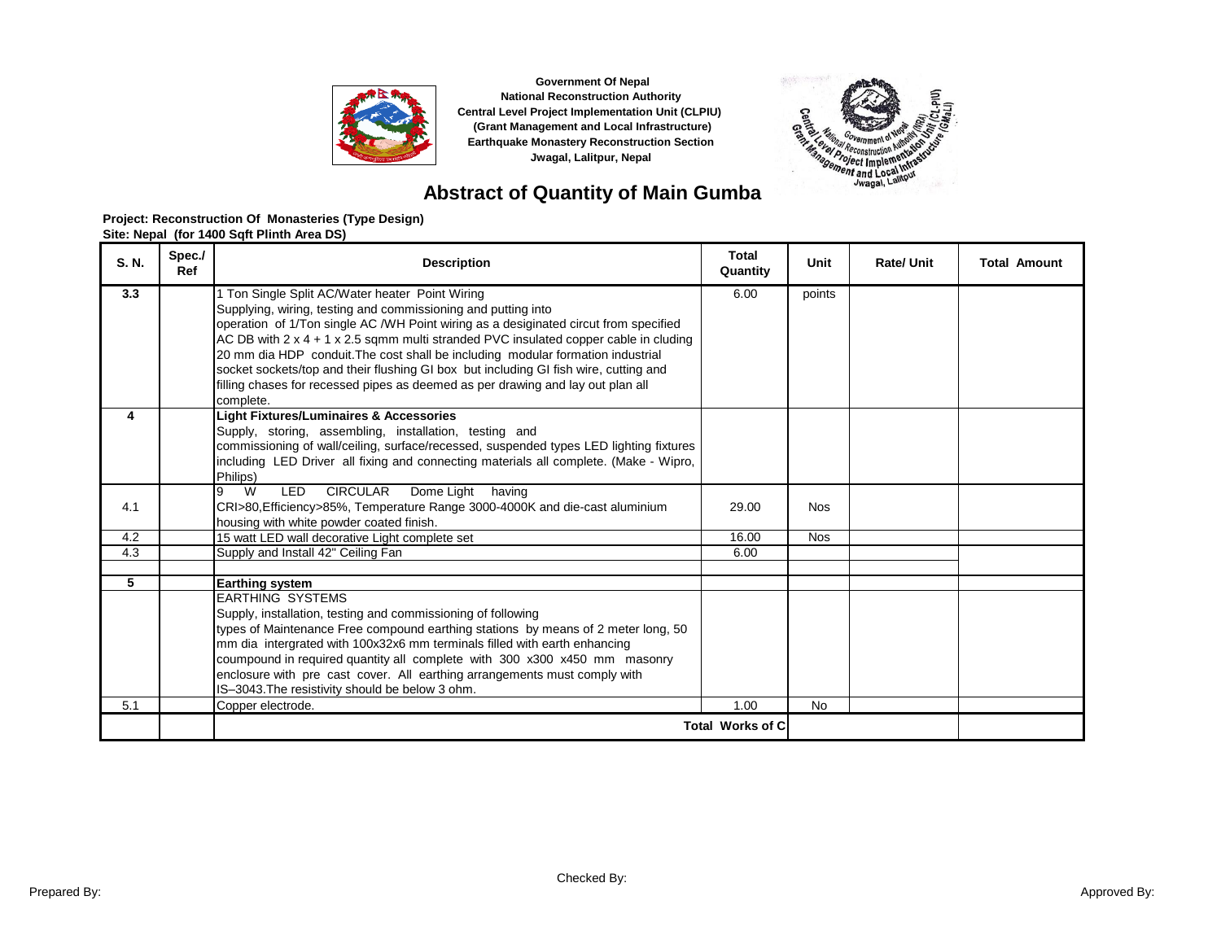Government Of Nepal
National Reconstruction Authority
Central Level Project Implementation Unit (CLPIU)
(Grant Management and Local Infrastructure)
Earthquake Monastery Reconstruction Section
Jwagal, Lalitpur, Nepal

# Abstract of Quantity of Main Gumba

**Project: Reconstruction Of Monasteries (Type Design)**
**Site: Nepal (for 1400 Sqft Plinth Area DS)**

| S. N. | Spec./ Ref | Description | Total Quantity | Unit | Rate/ Unit | Total Amount |
|---|---|---|---|---|---|---|
| 3.3 | | 1 Ton Single Split AC/Water heater Point Wiring<br>Supplying, wiring, testing and commissioning and putting into operation of 1/Ton single AC /WH Point wiring as a desiginated circut from specified AC DB with 2 x 4 + 1 x 2.5 sqmm multi stranded PVC insulated copper cable in cluding 20 mm dia HDP conduit.The cost shall be including modular formation industrial socket sockets/top and their flushing GI box but including GI fish wire, cutting and filling chases for recessed pipes as deemed as per drawing and lay out plan all complete. | 6.00 | points | | |
| 4 | | **Light Fixtures/Luminaires & Accessories**<br>Supply, storing, assembling, installation, testing and commissioning of wall/ceiling, surface/recessed, suspended types LED lighting fixtures including LED Driver all fixing and connecting materials all complete. (Make - Wipro, Philips) | | | | |
| 4.1 | | 9 W LED CIRCULAR Dome Light having CRI>80,Efficiency>85%, Temperature Range 3000-4000K and die-cast aluminium housing with white powder coated finish. | 29.00 | Nos | | |
| 4.2 | | 15 watt LED wall decorative Light complete set | 16.00 | Nos | | |
| 4.3 | | Supply and Install 42" Ceiling Fan | 6.00 | | | |
| | | | | | | |
| 5 | | **Earthing system** | | | | |
| | | EARTHING SYSTEMS<br>Supply, installation, testing and commissioning of following types of Maintenance Free compound earthing stations by means of 2 meter long, 50 mm dia intergrated with 100x32x6 mm terminals filled with earth enhancing coumpound in required quantity all complete with 300 x300 x450 mm masonry enclosure with pre cast cover. All earthing arrangements must comply with IS–3043.The resistivity should be below 3 ohm. | | | | |
| 5.1 | | Copper electrode. | 1.00 | No | | |
| | | | **Total Works of C** | | | |

Prepared By: Checked By: Approved By: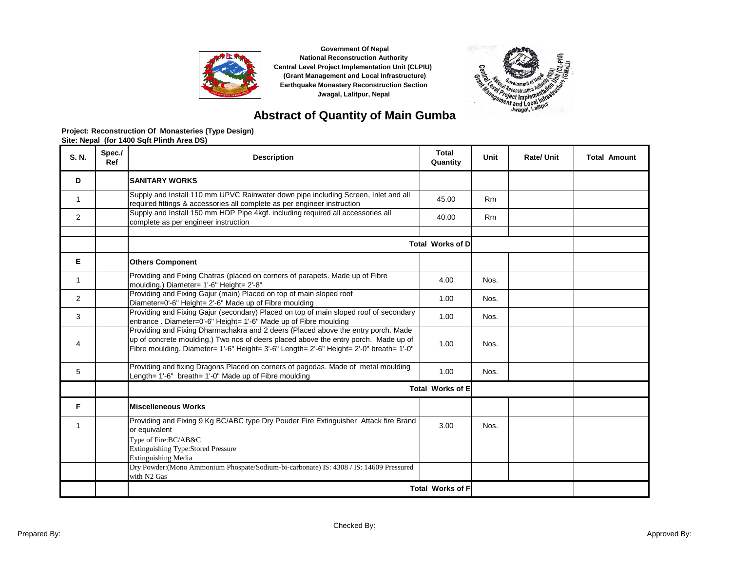Government Of Nepal
National Reconstruction Authority
Central Level Project Implementation Unit (CLPIU)
(Grant Management and Local Infrastructure)
Earthquake Monastery Reconstruction Section
Jwagal, Lalitpur, Nepal

# Abstract of Quantity of Main Gumba

**Project: Reconstruction Of Monasteries (Type Design)**
**Site: Nepal (for 1400 Sqft Plinth Area DS)**

| S. N. | Spec./ Ref | Description | Total Quantity | Unit | Rate/ Unit | Total Amount |
|---|---|---|---|---|---|---|
| D | | **SANITARY WORKS** | | | | |
| 1 | | Supply and Install 110 mm UPVC Rainwater down pipe including Screen, Inlet and all required fittings & accessories all complete as per engineer instruction | 45.00 | Rm | | |
| 2 | | Supply and Install 150 mm HDP Pipe 4kgf. including required all accessories all complete as per engineer instruction | 40.00 | Rm | | |
| | | | | | | |
| | | **Total Works of D** | | | | |
| E | | **Others Component** | | | | |
| 1 | | Providing and Fixing Chatras (placed on corners of parapets. Made up of Fibre moulding.) Diameter= 1'-6" Height= 2'-8" | 4.00 | Nos. | | |
| 2 | | Providing and Fixing Gajur (main) Placed on top of main sloped roof Diameter=0'-6" Height= 2'-6" Made up of Fibre moulding | 1.00 | Nos. | | |
| 3 | | Providing and Fixing Gajur (secondary) Placed on top of main sloped roof of secondary entrance . Diameter=0'-6" Height= 1'-6" Made up of Fibre moulding | 1.00 | Nos. | | |
| 4 | | Providing and Fixing Dharmachakra and 2 deers (Placed above the entry porch. Made up of concrete moulding.) Two nos of deers placed above the entry porch. Made up of Fibre moulding. Diameter= 1'-6" Height= 3'-6" Length= 2'-6" Height= 2'-0" breath= 1'-0" | 1.00 | Nos. | | |
| 5 | | Providing and fixing Dragons Placed on corners of pagodas. Made of metal moulding Length= 1'-6" breath= 1'-0" Made up of Fibre moulding | 1.00 | Nos. | | |
| | | **Total Works of E** | | | | |
| F | | **Miscelleneous Works** | | | | |
| 1 | | Providing and Fixing 9 Kg BC/ABC type Dry Pouder Fire Extinguisher Attack fire Brand or equivalent<br>Type of Fire:BC/AB&C<br>Extinguishing Type:Stored Pressure<br>Extinguishing Media | 3.00 | Nos. | | |
| | | Dry Powder:(Mono Ammonium Phospate/Sodium-bi-carbonate) IS: 4308 / IS: 14609 Pressured with N2 Gas | | | | |
| | | **Total Works of F** | | | | |

Prepared By: Checked By: Approved By: